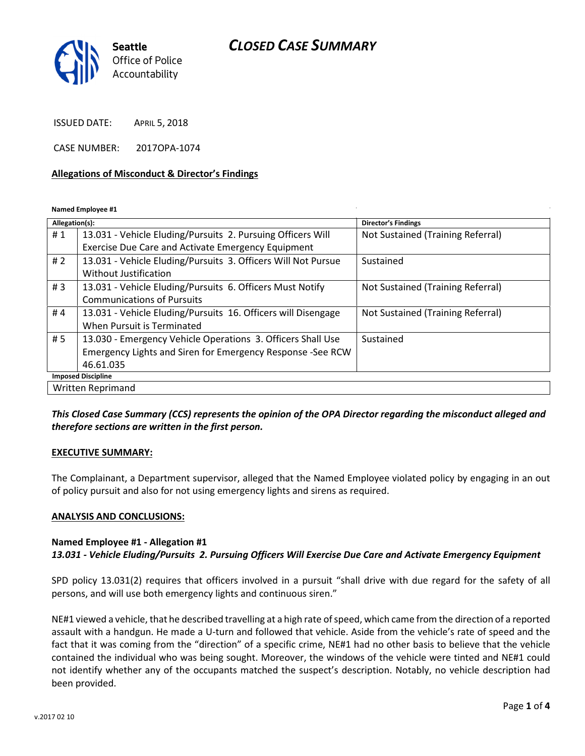# CLOSED CASE SUMMARY

Seattle Office of Police Accountability

ISSUED DATE: APRIL 5, 2018

CASE NUMBER: 2017OPA-1074

## Allegations of Misconduct & Director's Findings

**Named Employee #1**

| Allegation(s): | | Director's Findings |
|---|---|---|
| # 1 | 13.031 - Vehicle Eluding/Pursuits 2. Pursuing Officers Will Exercise Due Care and Activate Emergency Equipment | Not Sustained (Training Referral) |
| # 2 | 13.031 - Vehicle Eluding/Pursuits 3. Officers Will Not Pursue Without Justification | Sustained |
| # 3 | 13.031 - Vehicle Eluding/Pursuits 6. Officers Must Notify Communications of Pursuits | Not Sustained (Training Referral) |
| # 4 | 13.031 - Vehicle Eluding/Pursuits 16. Officers will Disengage When Pursuit is Terminated | Not Sustained (Training Referral) |
| # 5 | 13.030 - Emergency Vehicle Operations 3. Officers Shall Use Emergency Lights and Siren for Emergency Response -See RCW 46.61.035 | Sustained |
| **Imposed Discipline** | | |
| Written Reprimand | | |

***This Closed Case Summary (CCS) represents the opinion of the OPA Director regarding the misconduct alleged and therefore sections are written in the first person.***

### EXECUTIVE SUMMARY:

The Complainant, a Department supervisor, alleged that the Named Employee violated policy by engaging in an out of policy pursuit and also for not using emergency lights and sirens as required.

### ANALYSIS AND CONCLUSIONS:

**Named Employee #1 - Allegation #1**
***13.031 - Vehicle Eluding/Pursuits 2. Pursuing Officers Will Exercise Due Care and Activate Emergency Equipment***

SPD policy 13.031(2) requires that officers involved in a pursuit "shall drive with due regard for the safety of all persons, and will use both emergency lights and continuous siren."

NE#1 viewed a vehicle, that he described travelling at a high rate of speed, which came from the direction of a reported assault with a handgun. He made a U-turn and followed that vehicle. Aside from the vehicle's rate of speed and the fact that it was coming from the "direction" of a specific crime, NE#1 had no other basis to believe that the vehicle contained the individual who was being sought. Moreover, the windows of the vehicle were tinted and NE#1 could not identify whether any of the occupants matched the suspect's description. Notably, no vehicle description had been provided.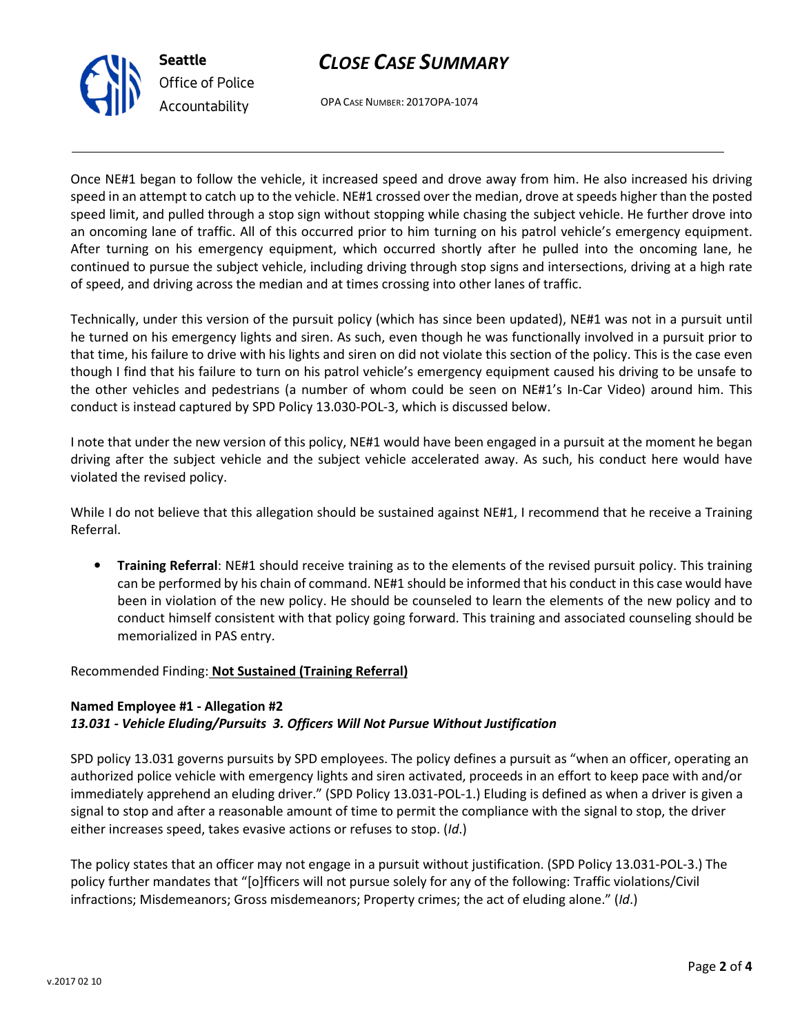Once NE#1 began to follow the vehicle, it increased speed and drove away from him. He also increased his driving speed in an attempt to catch up to the vehicle. NE#1 crossed over the median, drove at speeds higher than the posted speed limit, and pulled through a stop sign without stopping while chasing the subject vehicle. He further drove into an oncoming lane of traffic. All of this occurred prior to him turning on his patrol vehicle's emergency equipment. After turning on his emergency equipment, which occurred shortly after he pulled into the oncoming lane, he continued to pursue the subject vehicle, including driving through stop signs and intersections, driving at a high rate of speed, and driving across the median and at times crossing into other lanes of traffic.

Technically, under this version of the pursuit policy (which has since been updated), NE#1 was not in a pursuit until he turned on his emergency lights and siren. As such, even though he was functionally involved in a pursuit prior to that time, his failure to drive with his lights and siren on did not violate this section of the policy. This is the case even though I find that his failure to turn on his patrol vehicle's emergency equipment caused his driving to be unsafe to the other vehicles and pedestrians (a number of whom could be seen on NE#1's In-Car Video) around him. This conduct is instead captured by SPD Policy 13.030-POL-3, which is discussed below.

I note that under the new version of this policy, NE#1 would have been engaged in a pursuit at the moment he began driving after the subject vehicle and the subject vehicle accelerated away. As such, his conduct here would have violated the revised policy.

While I do not believe that this allegation should be sustained against NE#1, I recommend that he receive a Training Referral.

- **Training Referral**: NE#1 should receive training as to the elements of the revised pursuit policy. This training can be performed by his chain of command. NE#1 should be informed that his conduct in this case would have been in violation of the new policy. He should be counseled to learn the elements of the new policy and to conduct himself consistent with that policy going forward. This training and associated counseling should be memorialized in PAS entry.

Recommended Finding: **Not Sustained (Training Referral)**

**Named Employee #1 - Allegation #2**
***13.031 - Vehicle Eluding/Pursuits 3. Officers Will Not Pursue Without Justification***

SPD policy 13.031 governs pursuits by SPD employees. The policy defines a pursuit as "when an officer, operating an authorized police vehicle with emergency lights and siren activated, proceeds in an effort to keep pace with and/or immediately apprehend an eluding driver." (SPD Policy 13.031-POL-1.) Eluding is defined as when a driver is given a signal to stop and after a reasonable amount of time to permit the compliance with the signal to stop, the driver either increases speed, takes evasive actions or refuses to stop. (*Id*.)

The policy states that an officer may not engage in a pursuit without justification. (SPD Policy 13.031-POL-3.) The policy further mandates that "[o]fficers will not pursue solely for any of the following: Traffic violations/Civil infractions; Misdemeanors; Gross misdemeanors; Property crimes; the act of eluding alone." (*Id*.)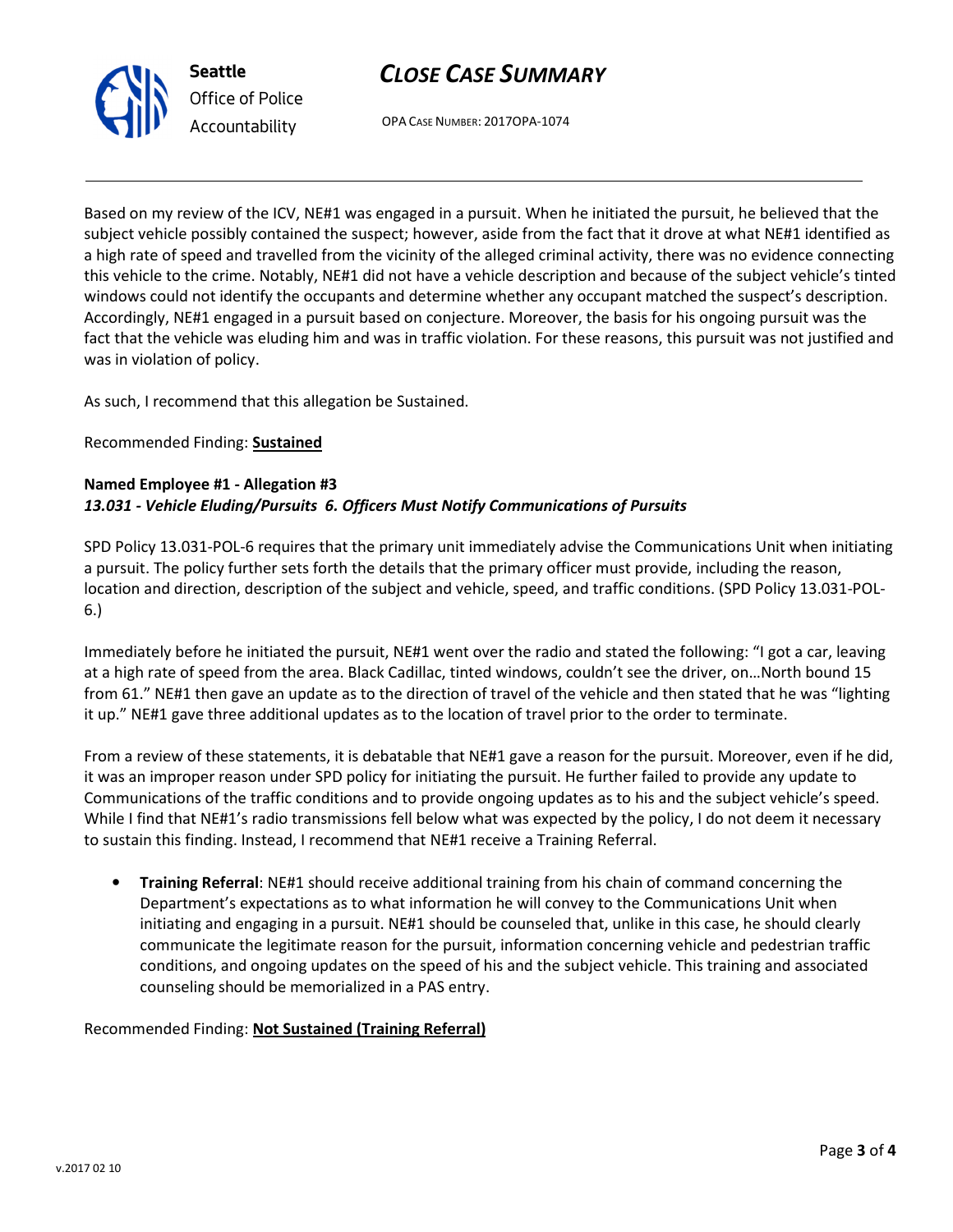Based on my review of the ICV, NE#1 was engaged in a pursuit. When he initiated the pursuit, he believed that the subject vehicle possibly contained the suspect; however, aside from the fact that it drove at what NE#1 identified as a high rate of speed and travelled from the vicinity of the alleged criminal activity, there was no evidence connecting this vehicle to the crime. Notably, NE#1 did not have a vehicle description and because of the subject vehicle's tinted windows could not identify the occupants and determine whether any occupant matched the suspect's description. Accordingly, NE#1 engaged in a pursuit based on conjecture. Moreover, the basis for his ongoing pursuit was the fact that the vehicle was eluding him and was in traffic violation. For these reasons, this pursuit was not justified and was in violation of policy.

As such, I recommend that this allegation be Sustained.

Recommended Finding: **Sustained**

**Named Employee #1 - Allegation #3**
***13.031 - Vehicle Eluding/Pursuits 6. Officers Must Notify Communications of Pursuits***

SPD Policy 13.031-POL-6 requires that the primary unit immediately advise the Communications Unit when initiating a pursuit. The policy further sets forth the details that the primary officer must provide, including the reason, location and direction, description of the subject and vehicle, speed, and traffic conditions. (SPD Policy 13.031-POL-6.)

Immediately before he initiated the pursuit, NE#1 went over the radio and stated the following: "I got a car, leaving at a high rate of speed from the area. Black Cadillac, tinted windows, couldn't see the driver, on…North bound 15 from 61." NE#1 then gave an update as to the direction of travel of the vehicle and then stated that he was "lighting it up." NE#1 gave three additional updates as to the location of travel prior to the order to terminate.

From a review of these statements, it is debatable that NE#1 gave a reason for the pursuit. Moreover, even if he did, it was an improper reason under SPD policy for initiating the pursuit. He further failed to provide any update to Communications of the traffic conditions and to provide ongoing updates as to his and the subject vehicle's speed. While I find that NE#1's radio transmissions fell below what was expected by the policy, I do not deem it necessary to sustain this finding. Instead, I recommend that NE#1 receive a Training Referral.

- **Training Referral**: NE#1 should receive additional training from his chain of command concerning the Department's expectations as to what information he will convey to the Communications Unit when initiating and engaging in a pursuit. NE#1 should be counseled that, unlike in this case, he should clearly communicate the legitimate reason for the pursuit, information concerning vehicle and pedestrian traffic conditions, and ongoing updates on the speed of his and the subject vehicle. This training and associated counseling should be memorialized in a PAS entry.

Recommended Finding: **Not Sustained (Training Referral)**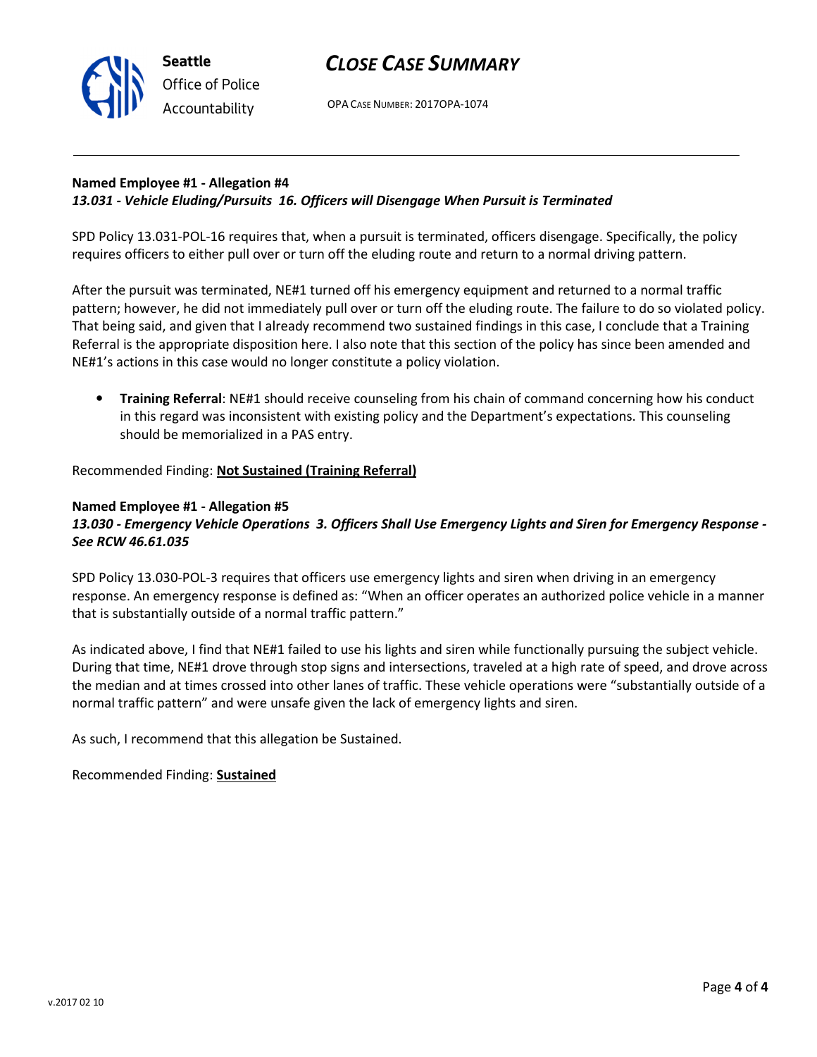**Named Employee #1 - Allegation #4**
***13.031 - Vehicle Eluding/Pursuits 16. Officers will Disengage When Pursuit is Terminated***

SPD Policy 13.031-POL-16 requires that, when a pursuit is terminated, officers disengage. Specifically, the policy requires officers to either pull over or turn off the eluding route and return to a normal driving pattern.

After the pursuit was terminated, NE#1 turned off his emergency equipment and returned to a normal traffic pattern; however, he did not immediately pull over or turn off the eluding route. The failure to do so violated policy. That being said, and given that I already recommend two sustained findings in this case, I conclude that a Training Referral is the appropriate disposition here. I also note that this section of the policy has since been amended and NE#1's actions in this case would no longer constitute a policy violation.

- **Training Referral**: NE#1 should receive counseling from his chain of command concerning how his conduct in this regard was inconsistent with existing policy and the Department's expectations. This counseling should be memorialized in a PAS entry.

Recommended Finding: **<u>Not Sustained (Training Referral)</u>**

**Named Employee #1 - Allegation #5**
***13.030 - Emergency Vehicle Operations 3. Officers Shall Use Emergency Lights and Siren for Emergency Response - See RCW 46.61.035***

SPD Policy 13.030-POL-3 requires that officers use emergency lights and siren when driving in an emergency response. An emergency response is defined as: "When an officer operates an authorized police vehicle in a manner that is substantially outside of a normal traffic pattern."

As indicated above, I find that NE#1 failed to use his lights and siren while functionally pursuing the subject vehicle. During that time, NE#1 drove through stop signs and intersections, traveled at a high rate of speed, and drove across the median and at times crossed into other lanes of traffic. These vehicle operations were "substantially outside of a normal traffic pattern" and were unsafe given the lack of emergency lights and siren.

As such, I recommend that this allegation be Sustained.

Recommended Finding: **<u>Sustained</u>**